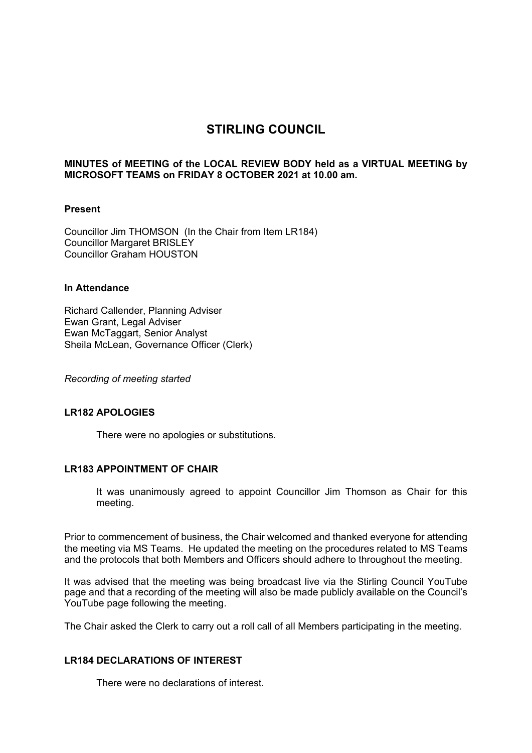# STIRLING COUNCIL

**MINUTES of MEETING of the LOCAL REVIEW BODY held as a VIRTUAL MEETING by MICROSOFT TEAMS on FRIDAY 8 OCTOBER 2021 at 10.00 am.**

**Present**

Councillor Jim THOMSON (In the Chair from Item LR184)
Councillor Margaret BRISLEY
Councillor Graham HOUSTON

**In Attendance**

Richard Callender, Planning Adviser
Ewan Grant, Legal Adviser
Ewan McTaggart, Senior Analyst
Sheila McLean, Governance Officer (Clerk)

*Recording of meeting started*

**LR182 APOLOGIES**

There were no apologies or substitutions.

**LR183 APPOINTMENT OF CHAIR**

It was unanimously agreed to appoint Councillor Jim Thomson as Chair for this meeting.

Prior to commencement of business, the Chair welcomed and thanked everyone for attending the meeting via MS Teams. He updated the meeting on the procedures related to MS Teams and the protocols that both Members and Officers should adhere to throughout the meeting.

It was advised that the meeting was being broadcast live via the Stirling Council YouTube page and that a recording of the meeting will also be made publicly available on the Council's YouTube page following the meeting.

The Chair asked the Clerk to carry out a roll call of all Members participating in the meeting.

**LR184 DECLARATIONS OF INTEREST**

There were no declarations of interest.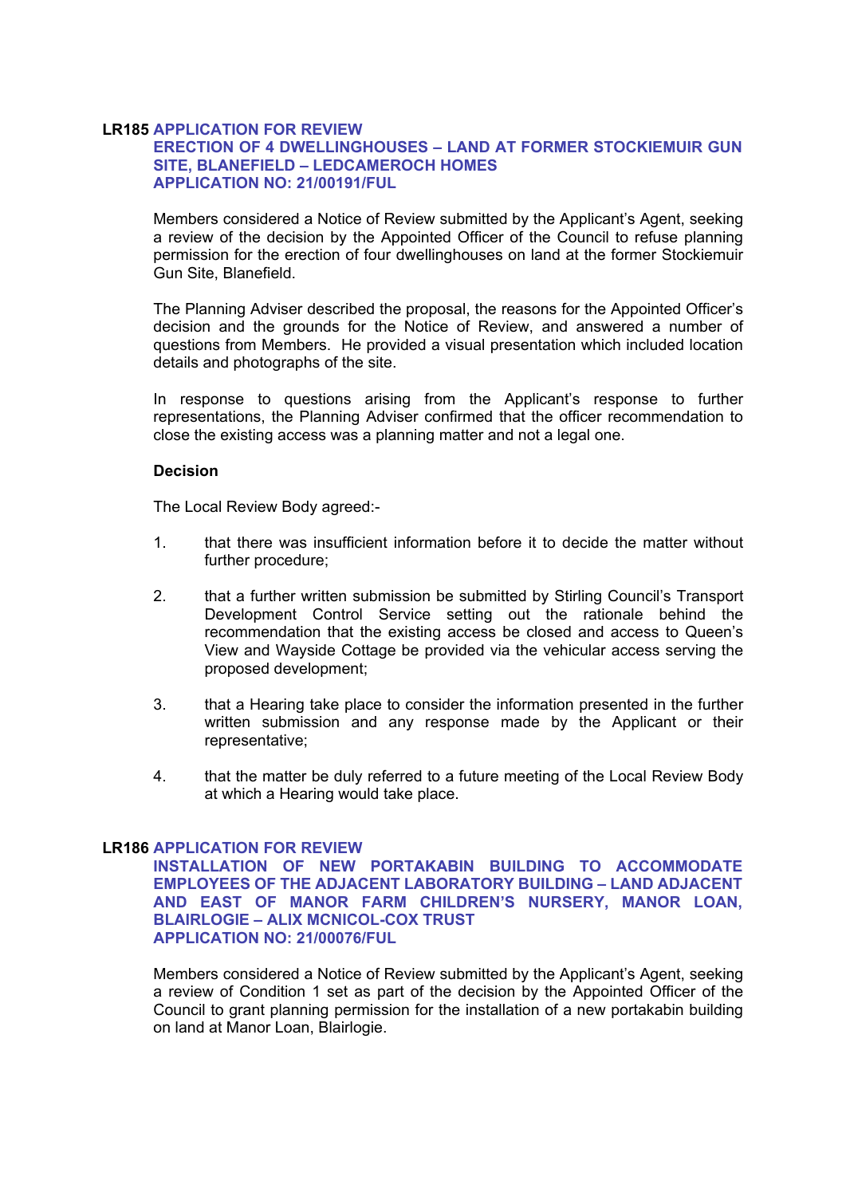**LR185 APPLICATION FOR REVIEW**
**ERECTION OF 4 DWELLINGHOUSES – LAND AT FORMER STOCKIEMUIR GUN SITE, BLANEFIELD – LEDCAMEROCH HOMES**
**APPLICATION NO: 21/00191/FUL**

Members considered a Notice of Review submitted by the Applicant's Agent, seeking a review of the decision by the Appointed Officer of the Council to refuse planning permission for the erection of four dwellinghouses on land at the former Stockiemuir Gun Site, Blanefield.

The Planning Adviser described the proposal, the reasons for the Appointed Officer's decision and the grounds for the Notice of Review, and answered a number of questions from Members. He provided a visual presentation which included location details and photographs of the site.

In response to questions arising from the Applicant's response to further representations, the Planning Adviser confirmed that the officer recommendation to close the existing access was a planning matter and not a legal one.

**Decision**

The Local Review Body agreed:-

1. that there was insufficient information before it to decide the matter without further procedure;

2. that a further written submission be submitted by Stirling Council's Transport Development Control Service setting out the rationale behind the recommendation that the existing access be closed and access to Queen's View and Wayside Cottage be provided via the vehicular access serving the proposed development;

3. that a Hearing take place to consider the information presented in the further written submission and any response made by the Applicant or their representative;

4. that the matter be duly referred to a future meeting of the Local Review Body at which a Hearing would take place.

**LR186 APPLICATION FOR REVIEW**
**INSTALLATION OF NEW PORTAKABIN BUILDING TO ACCOMMODATE EMPLOYEES OF THE ADJACENT LABORATORY BUILDING – LAND ADJACENT AND EAST OF MANOR FARM CHILDREN'S NURSERY, MANOR LOAN, BLAIRLOGIE – ALIX MCNICOL-COX TRUST**
**APPLICATION NO: 21/00076/FUL**

Members considered a Notice of Review submitted by the Applicant's Agent, seeking a review of Condition 1 set as part of the decision by the Appointed Officer of the Council to grant planning permission for the installation of a new portakabin building on land at Manor Loan, Blairlogie.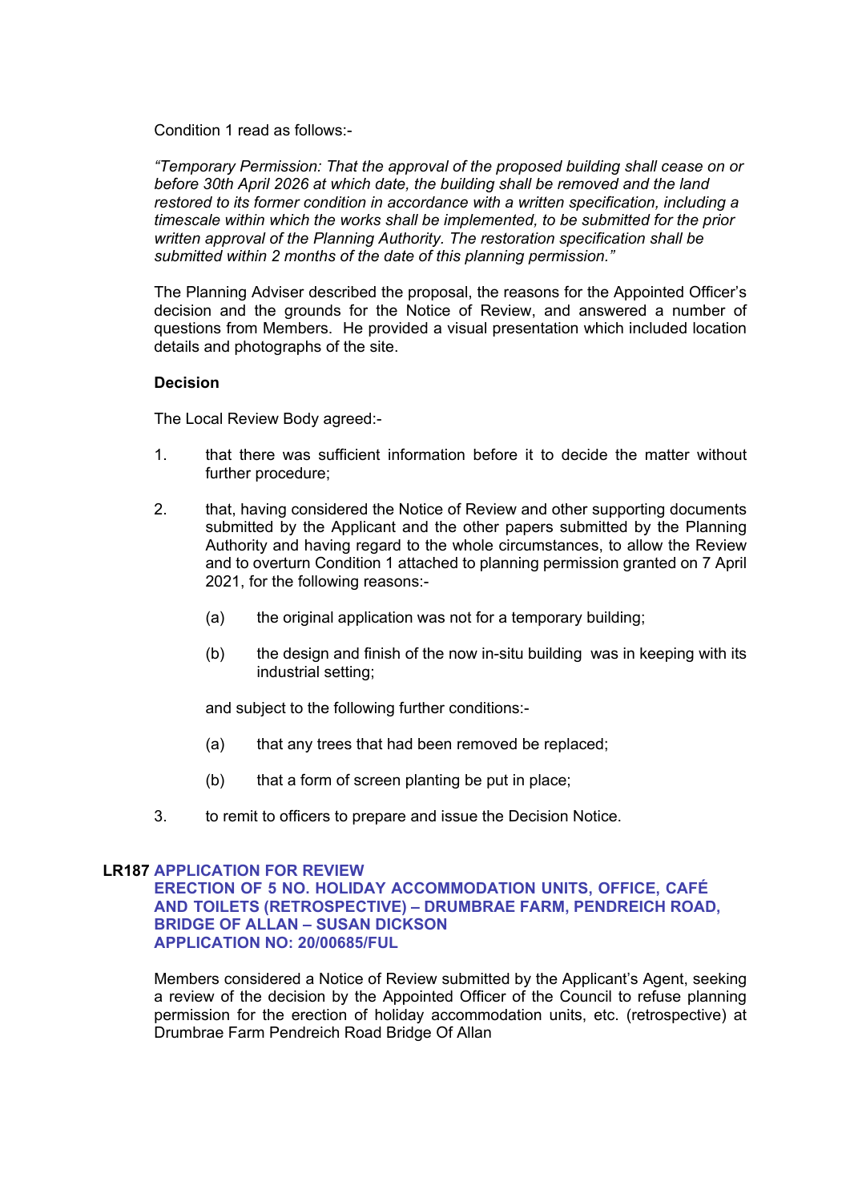Condition 1 read as follows:-

*"Temporary Permission: That the approval of the proposed building shall cease on or before 30th April 2026 at which date, the building shall be removed and the land restored to its former condition in accordance with a written specification, including a timescale within which the works shall be implemented, to be submitted for the prior written approval of the Planning Authority. The restoration specification shall be submitted within 2 months of the date of this planning permission."*

The Planning Adviser described the proposal, the reasons for the Appointed Officer's decision and the grounds for the Notice of Review, and answered a number of questions from Members. He provided a visual presentation which included location details and photographs of the site.

**Decision**

The Local Review Body agreed:-

1. that there was sufficient information before it to decide the matter without further procedure;

2. that, having considered the Notice of Review and other supporting documents submitted by the Applicant and the other papers submitted by the Planning Authority and having regard to the whole circumstances, to allow the Review and to overturn Condition 1 attached to planning permission granted on 7 April 2021, for the following reasons:-

   (a) the original application was not for a temporary building;

   (b) the design and finish of the now in-situ building was in keeping with its industrial setting;

   and subject to the following further conditions:-

   (a) that any trees that had been removed be replaced;

   (b) that a form of screen planting be put in place;

3. to remit to officers to prepare and issue the Decision Notice.

**LR187 APPLICATION FOR REVIEW**
**ERECTION OF 5 NO. HOLIDAY ACCOMMODATION UNITS, OFFICE, CAFÉ AND TOILETS (RETROSPECTIVE) – DRUMBRAE FARM, PENDREICH ROAD, BRIDGE OF ALLAN – SUSAN DICKSON**
**APPLICATION NO: 20/00685/FUL**

Members considered a Notice of Review submitted by the Applicant's Agent, seeking a review of the decision by the Appointed Officer of the Council to refuse planning permission for the erection of holiday accommodation units, etc. (retrospective) at Drumbrae Farm Pendreich Road Bridge Of Allan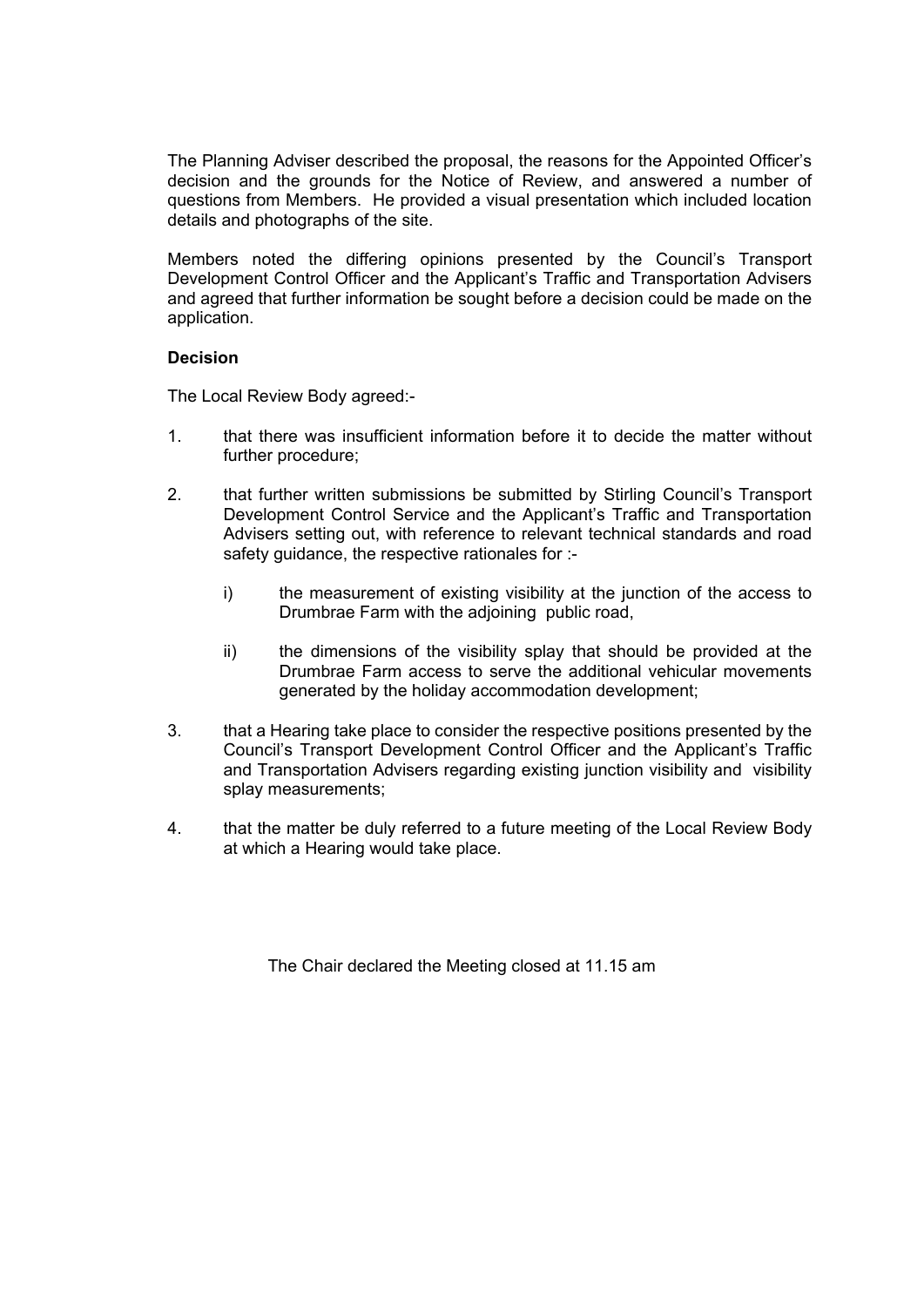The Planning Adviser described the proposal, the reasons for the Appointed Officer's decision and the grounds for the Notice of Review, and answered a number of questions from Members. He provided a visual presentation which included location details and photographs of the site.

Members noted the differing opinions presented by the Council's Transport Development Control Officer and the Applicant's Traffic and Transportation Advisers and agreed that further information be sought before a decision could be made on the application.

**Decision**

The Local Review Body agreed:-

1. that there was insufficient information before it to decide the matter without further procedure;

2. that further written submissions be submitted by Stirling Council's Transport Development Control Service and the Applicant's Traffic and Transportation Advisers setting out, with reference to relevant technical standards and road safety guidance, the respective rationales for :-

   i) the measurement of existing visibility at the junction of the access to Drumbrae Farm with the adjoining public road,

   ii) the dimensions of the visibility splay that should be provided at the Drumbrae Farm access to serve the additional vehicular movements generated by the holiday accommodation development;

3. that a Hearing take place to consider the respective positions presented by the Council's Transport Development Control Officer and the Applicant's Traffic and Transportation Advisers regarding existing junction visibility and visibility splay measurements;

4. that the matter be duly referred to a future meeting of the Local Review Body at which a Hearing would take place.

The Chair declared the Meeting closed at 11.15 am